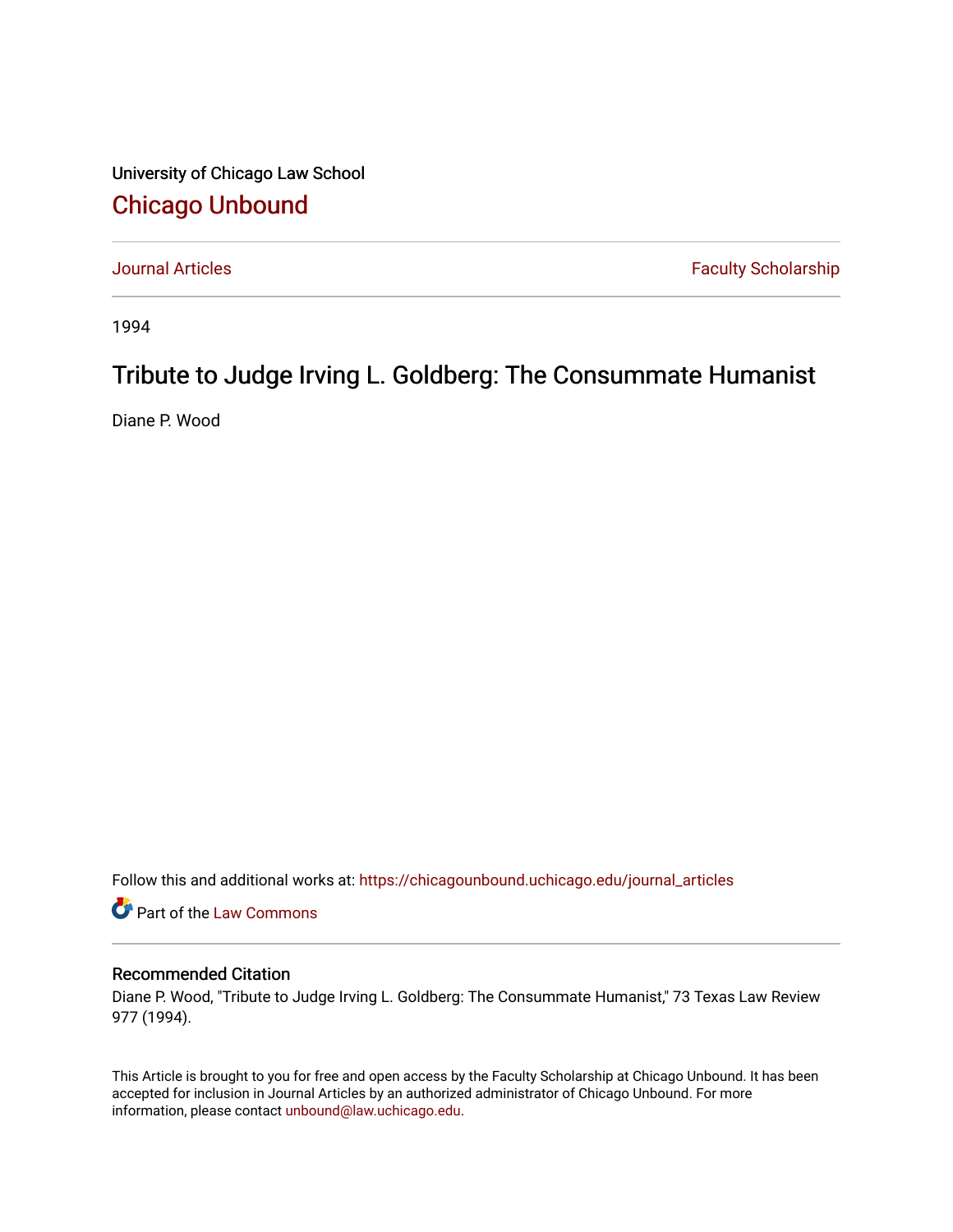University of Chicago Law School

# Chicago Unbound

Journal Articles | Faculty Scholarship

1994

## Tribute to Judge Irving L. Goldberg: The Consummate Humanist

Diane P. Wood

Follow this and additional works at: https://chicagounbound.uchicago.edu/journal_articles

Part of the Law Commons

### Recommended Citation

Diane P. Wood, "Tribute to Judge Irving L. Goldberg: The Consummate Humanist," 73 Texas Law Review 977 (1994).

This Article is brought to you for free and open access by the Faculty Scholarship at Chicago Unbound. It has been accepted for inclusion in Journal Articles by an authorized administrator of Chicago Unbound. For more information, please contact unbound@law.uchicago.edu.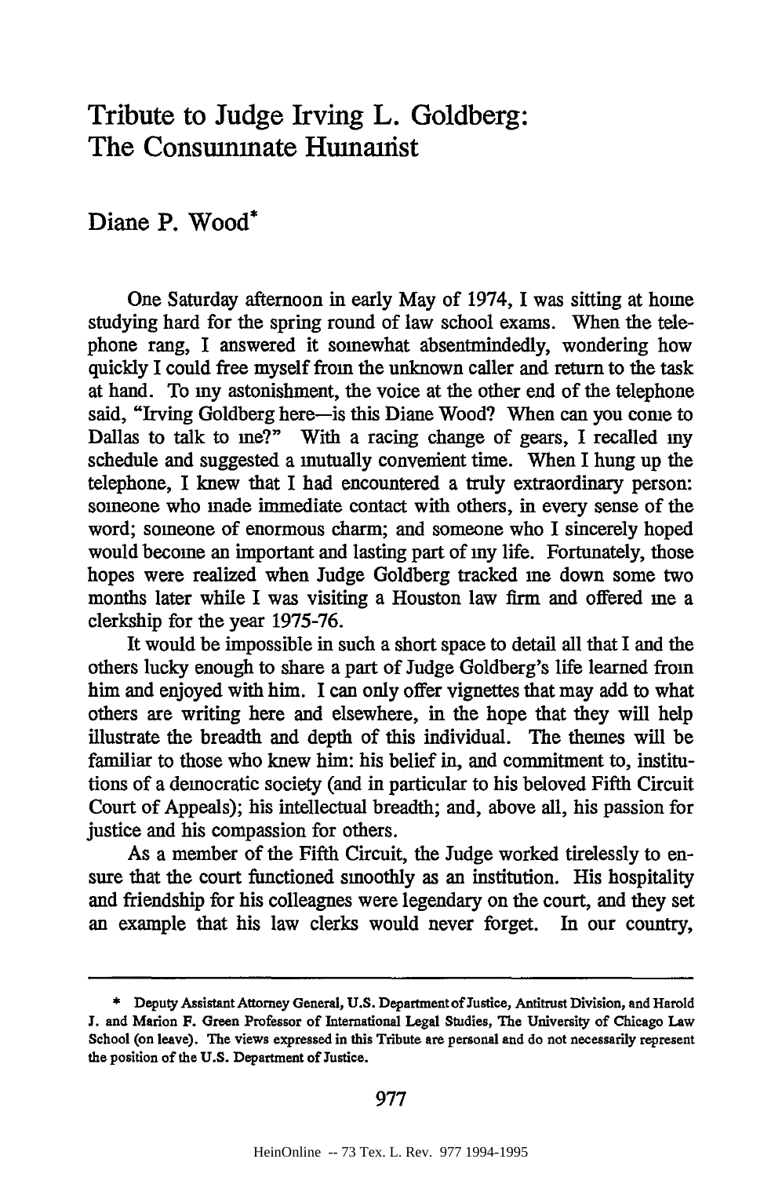# Tribute to Judge Irving L. Goldberg: The Consummate Humanist

## Diane P. Wood*

One Saturday afternoon in early May of 1974, I was sitting at home studying hard for the spring round of law school exams. When the telephone rang, I answered it somewhat absentmindedly, wondering how quickly I could free myself from the unknown caller and return to the task at hand. To my astonishment, the voice at the other end of the telephone said, "Irving Goldberg here—is this Diane Wood? When can you come to Dallas to talk to me?" With a racing change of gears, I recalled my schedule and suggested a mutually convenient time. When I hung up the telephone, I knew that I had encountered a truly extraordinary person: someone who made immediate contact with others, in every sense of the word; someone of enormous charm; and someone who I sincerely hoped would become an important and lasting part of my life. Fortunately, those hopes were realized when Judge Goldberg tracked me down some two months later while I was visiting a Houston law firm and offered me a clerkship for the year 1975-76.

It would be impossible in such a short space to detail all that I and the others lucky enough to share a part of Judge Goldberg's life learned from him and enjoyed with him. I can only offer vignettes that may add to what others are writing here and elsewhere, in the hope that they will help illustrate the breadth and depth of this individual. The themes will be familiar to those who knew him: his belief in, and commitment to, institutions of a democratic society (and in particular to his beloved Fifth Circuit Court of Appeals); his intellectual breadth; and, above all, his passion for justice and his compassion for others.

As a member of the Fifth Circuit, the Judge worked tirelessly to ensure that the court functioned smoothly as an institution. His hospitality and friendship for his colleagues were legendary on the court, and they set an example that his law clerks would never forget. In our country,

---

\* Deputy Assistant Attorney General, U.S. Department of Justice, Antitrust Division, and Harold J. and Marion F. Green Professor of International Legal Studies, The University of Chicago Law School (on leave). The views expressed in this Tribute are personal and do not necessarily represent the position of the U.S. Department of Justice.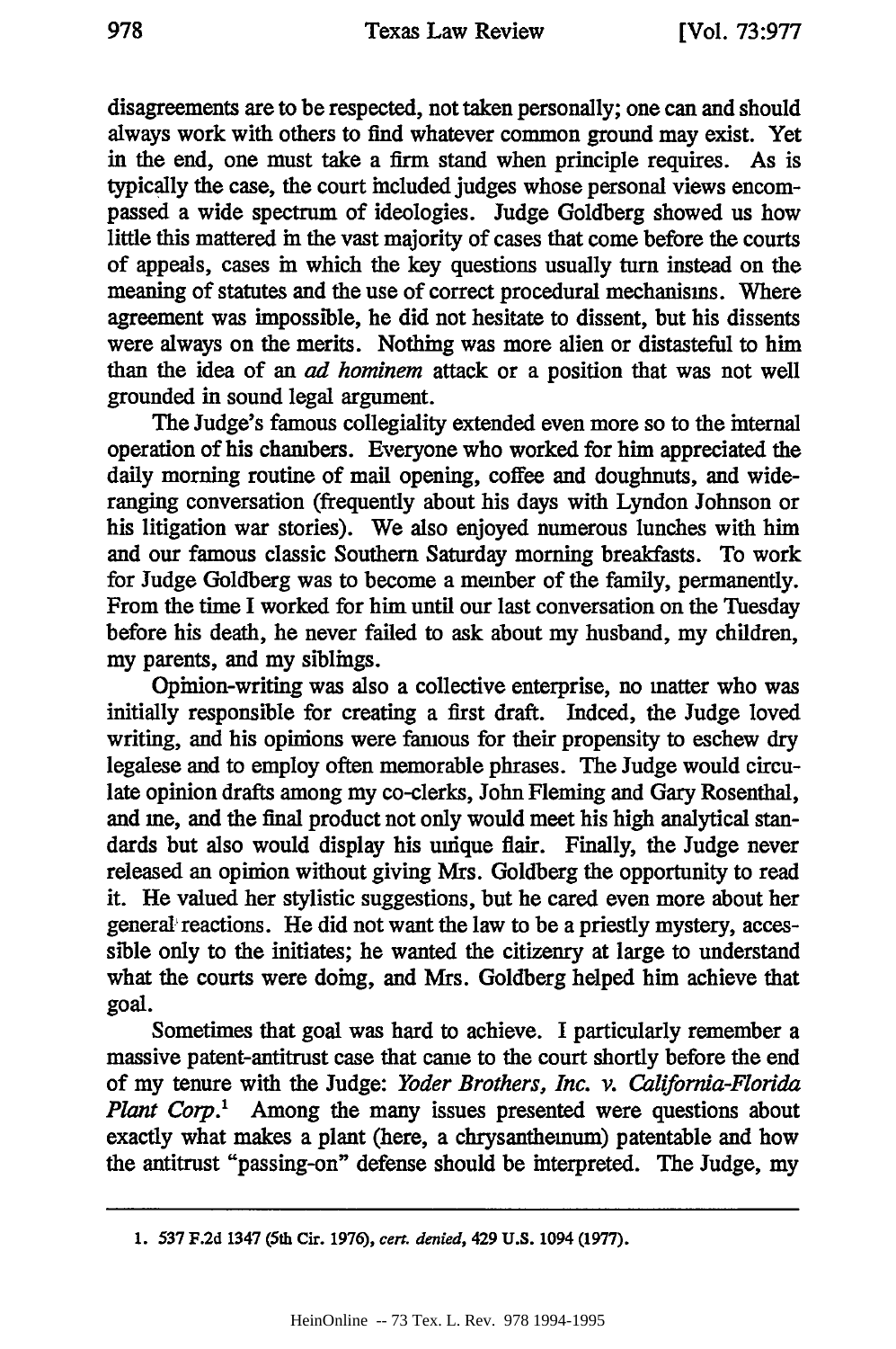disagreements are to be respected, not taken personally; one can and should always work with others to find whatever common ground may exist. Yet in the end, one must take a firm stand when principle requires. As is typically the case, the court included judges whose personal views encompassed a wide spectrum of ideologies. Judge Goldberg showed us how little this mattered in the vast majority of cases that come before the courts of appeals, cases in which the key questions usually turn instead on the meaning of statutes and the use of correct procedural mechanisms. Where agreement was impossible, he did not hesitate to dissent, but his dissents were always on the merits. Nothing was more alien or distasteful to him than the idea of an *ad hominem* attack or a position that was not well grounded in sound legal argument.

The Judge's famous collegiality extended even more so to the internal operation of his chambers. Everyone who worked for him appreciated the daily morning routine of mail opening, coffee and doughnuts, and wide-ranging conversation (frequently about his days with Lyndon Johnson or his litigation war stories). We also enjoyed numerous lunches with him and our famous classic Southern Saturday morning breakfasts. To work for Judge Goldberg was to become a member of the family, permanently. From the time I worked for him until our last conversation on the Tuesday before his death, he never failed to ask about my husband, my children, my parents, and my siblings.

Opinion-writing was also a collective enterprise, no matter who was initially responsible for creating a first draft. Indeed, the Judge loved writing, and his opinions were famous for their propensity to eschew dry legalese and to employ often memorable phrases. The Judge would circulate opinion drafts among my co-clerks, John Fleming and Gary Rosenthal, and me, and the final product not only would meet his high analytical standards but also would display his unique flair. Finally, the Judge never released an opinion without giving Mrs. Goldberg the opportunity to read it. He valued her stylistic suggestions, but he cared even more about her general reactions. He did not want the law to be a priestly mystery, accessible only to the initiates; he wanted the citizenry at large to understand what the courts were doing, and Mrs. Goldberg helped him achieve that goal.

Sometimes that goal was hard to achieve. I particularly remember a massive patent-antitrust case that came to the court shortly before the end of my tenure with the Judge: *Yoder Brothers, Inc. v. California-Florida Plant Corp.*[1] Among the many issues presented were questions about exactly what makes a plant (here, a chrysanthemum) patentable and how the antitrust "passing-on" defense should be interpreted. The Judge, my

---

1. 537 F.2d 1347 (5th Cir. 1976), *cert. denied*, 429 U.S. 1094 (1977).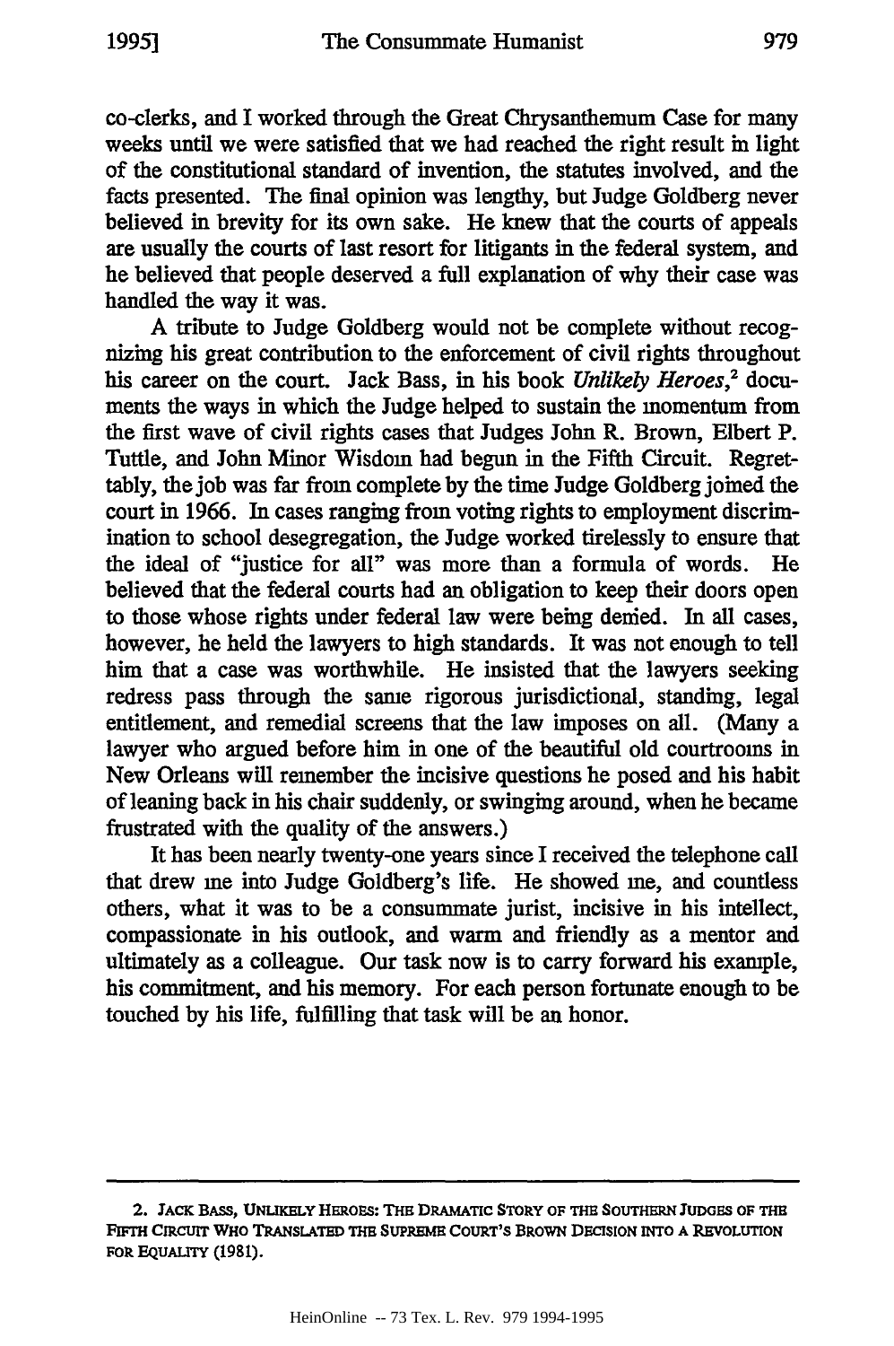co-clerks, and I worked through the Great Chrysanthemum Case for many weeks until we were satisfied that we had reached the right result in light of the constitutional standard of invention, the statutes involved, and the facts presented. The final opinion was lengthy, but Judge Goldberg never believed in brevity for its own sake. He knew that the courts of appeals are usually the courts of last resort for litigants in the federal system, and he believed that people deserved a full explanation of why their case was handled the way it was.

A tribute to Judge Goldberg would not be complete without recognizing his great contribution to the enforcement of civil rights throughout his career on the court. Jack Bass, in his book *Unlikely Heroes*,[2] documents the ways in which the Judge helped to sustain the momentum from the first wave of civil rights cases that Judges John R. Brown, Elbert P. Tuttle, and John Minor Wisdom had begun in the Fifth Circuit. Regrettably, the job was far from complete by the time Judge Goldberg joined the court in 1966. In cases ranging from voting rights to employment discrimination to school desegregation, the Judge worked tirelessly to ensure that the ideal of "justice for all" was more than a formula of words. He believed that the federal courts had an obligation to keep their doors open to those whose rights under federal law were being denied. In all cases, however, he held the lawyers to high standards. It was not enough to tell him that a case was worthwhile. He insisted that the lawyers seeking redress pass through the same rigorous jurisdictional, standing, legal entitlement, and remedial screens that the law imposes on all. (Many a lawyer who argued before him in one of the beautiful old courtrooms in New Orleans will remember the incisive questions he posed and his habit of leaning back in his chair suddenly, or swinging around, when he became frustrated with the quality of the answers.)

It has been nearly twenty-one years since I received the telephone call that drew me into Judge Goldberg's life. He showed me, and countless others, what it was to be a consummate jurist, incisive in his intellect, compassionate in his outlook, and warm and friendly as a mentor and ultimately as a colleague. Our task now is to carry forward his example, his commitment, and his memory. For each person fortunate enough to be touched by his life, fulfilling that task will be an honor.

---

2. JACK BASS, UNLIKELY HEROES: THE DRAMATIC STORY OF THE SOUTHERN JUDGES OF THE FIFTH CIRCUIT WHO TRANSLATED THE SUPREME COURT'S BROWN DECISION INTO A REVOLUTION FOR EQUALITY (1981).